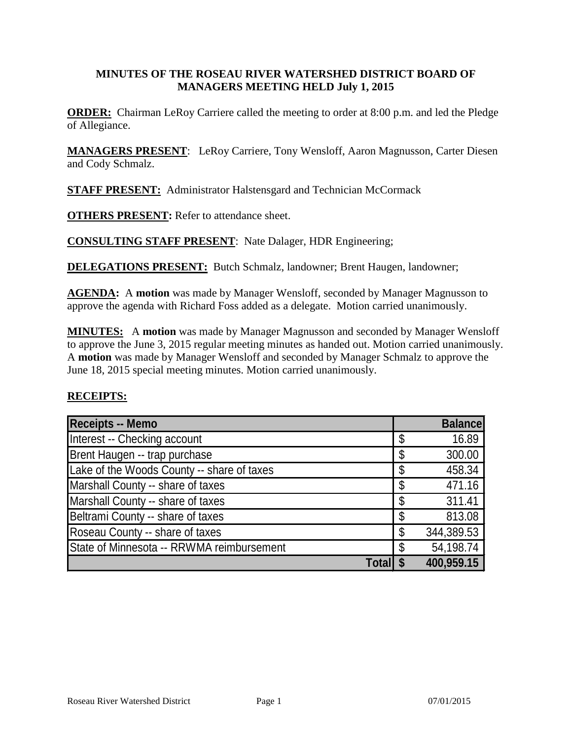# MINUTES OF THE ROSEAU RIVER WATERSHED DISTRICT BOARD OF MANAGERS MEETING HELD July 1, 2015

**ORDER:** Chairman LeRoy Carriere called the meeting to order at 8:00 p.m. and led the Pledge of Allegiance.

**MANAGERS PRESENT**: LeRoy Carriere, Tony Wensloff, Aaron Magnusson, Carter Diesen and Cody Schmalz.

**STAFF PRESENT:** Administrator Halstensgard and Technician McCormack

**OTHERS PRESENT:** Refer to attendance sheet.

**CONSULTING STAFF PRESENT**: Nate Dalager, HDR Engineering;

**DELEGATIONS PRESENT:** Butch Schmalz, landowner; Brent Haugen, landowner;

**AGENDA:** A **motion** was made by Manager Wensloff, seconded by Manager Magnusson to approve the agenda with Richard Foss added as a delegate. Motion carried unanimously.

**MINUTES:** A **motion** was made by Manager Magnusson and seconded by Manager Wensloff to approve the June 3, 2015 regular meeting minutes as handed out. Motion carried unanimously. A **motion** was made by Manager Wensloff and seconded by Manager Schmalz to approve the June 18, 2015 special meeting minutes. Motion carried unanimously.

**RECEIPTS:**

| Receipts -- Memo | Balance |
|---|---|
| Interest -- Checking account | $ 16.89 |
| Brent Haugen -- trap purchase | $ 300.00 |
| Lake of the Woods County -- share of taxes | $ 458.34 |
| Marshall County -- share of taxes | $ 471.16 |
| Marshall County -- share of taxes | $ 311.41 |
| Beltrami County -- share of taxes | $ 813.08 |
| Roseau County -- share of taxes | $ 344,389.53 |
| State of Minnesota -- RRWMA reimbursement | $ 54,198.74 |
| **Total** | **$ 400,959.15** |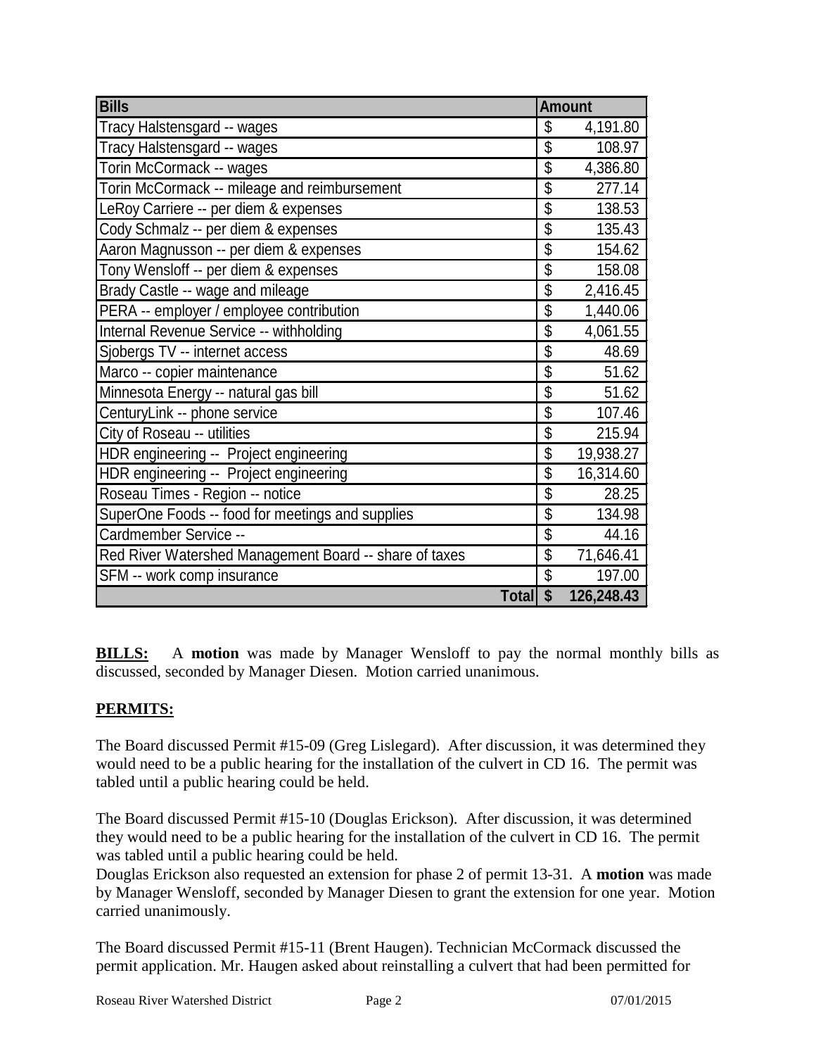| Bills | Amount |
|---|---|
| Tracy Halstensgard -- wages | $ 4,191.80 |
| Tracy Halstensgard -- wages | $ 108.97 |
| Torin McCormack -- wages | $ 4,386.80 |
| Torin McCormack -- mileage and reimbursement | $ 277.14 |
| LeRoy Carriere -- per diem & expenses | $ 138.53 |
| Cody Schmalz -- per diem & expenses | $ 135.43 |
| Aaron Magnusson -- per diem & expenses | $ 154.62 |
| Tony Wensloff -- per diem & expenses | $ 158.08 |
| Brady Castle -- wage and mileage | $ 2,416.45 |
| PERA -- employer / employee contribution | $ 1,440.06 |
| Internal Revenue Service -- withholding | $ 4,061.55 |
| Sjobergs TV -- internet access | $ 48.69 |
| Marco -- copier maintenance | $ 51.62 |
| Minnesota Energy -- natural gas bill | $ 51.62 |
| CenturyLink -- phone service | $ 107.46 |
| City of Roseau -- utilities | $ 215.94 |
| HDR engineering -- Project engineering | $ 19,938.27 |
| HDR engineering -- Project engineering | $ 16,314.60 |
| Roseau Times - Region -- notice | $ 28.25 |
| SuperOne Foods -- food for meetings and supplies | $ 134.98 |
| Cardmember Service -- | $ 44.16 |
| Red River Watershed Management Board -- share of taxes | $ 71,646.41 |
| SFM -- work comp insurance | $ 197.00 |
| **Total** | **$ 126,248.43** |

**BILLS:** A **motion** was made by Manager Wensloff to pay the normal monthly bills as discussed, seconded by Manager Diesen. Motion carried unanimous.

**PERMITS:**

The Board discussed Permit #15-09 (Greg Lislegard). After discussion, it was determined they would need to be a public hearing for the installation of the culvert in CD 16. The permit was tabled until a public hearing could be held.

The Board discussed Permit #15-10 (Douglas Erickson). After discussion, it was determined they would need to be a public hearing for the installation of the culvert in CD 16. The permit was tabled until a public hearing could be held.
Douglas Erickson also requested an extension for phase 2 of permit 13-31. A **motion** was made by Manager Wensloff, seconded by Manager Diesen to grant the extension for one year. Motion carried unanimously.

The Board discussed Permit #15-11 (Brent Haugen). Technician McCormack discussed the permit application. Mr. Haugen asked about reinstalling a culvert that had been permitted for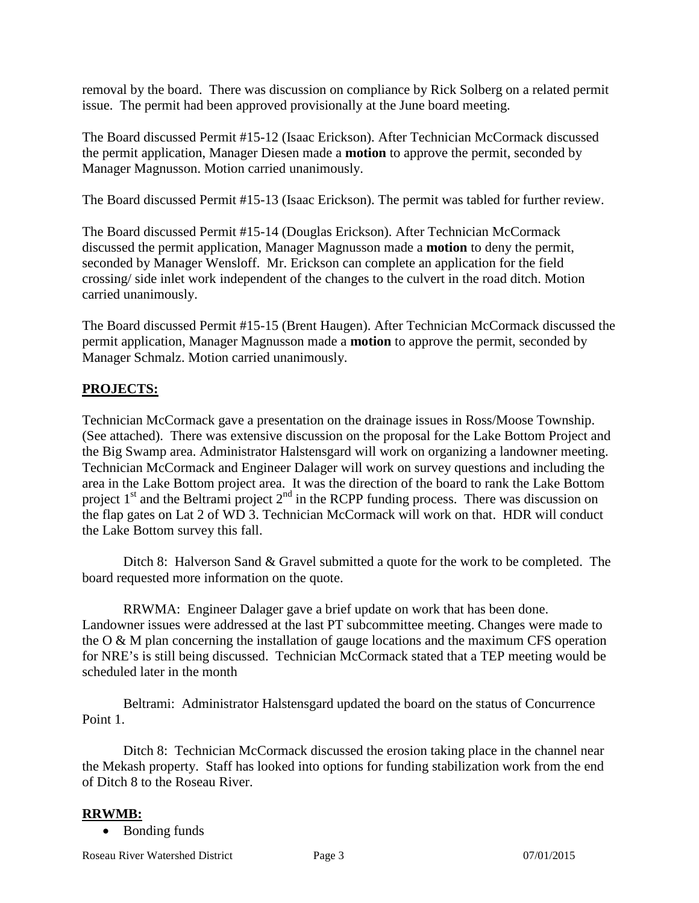removal by the board. There was discussion on compliance by Rick Solberg on a related permit issue. The permit had been approved provisionally at the June board meeting.

The Board discussed Permit #15-12 (Isaac Erickson). After Technician McCormack discussed the permit application, Manager Diesen made a **motion** to approve the permit, seconded by Manager Magnusson. Motion carried unanimously.

The Board discussed Permit #15-13 (Isaac Erickson). The permit was tabled for further review.

The Board discussed Permit #15-14 (Douglas Erickson). After Technician McCormack discussed the permit application, Manager Magnusson made a **motion** to deny the permit, seconded by Manager Wensloff. Mr. Erickson can complete an application for the field crossing/ side inlet work independent of the changes to the culvert in the road ditch. Motion carried unanimously.

The Board discussed Permit #15-15 (Brent Haugen). After Technician McCormack discussed the permit application, Manager Magnusson made a **motion** to approve the permit, seconded by Manager Schmalz. Motion carried unanimously.

## PROJECTS:

Technician McCormack gave a presentation on the drainage issues in Ross/Moose Township. (See attached). There was extensive discussion on the proposal for the Lake Bottom Project and the Big Swamp area. Administrator Halstensgard will work on organizing a landowner meeting. Technician McCormack and Engineer Dalager will work on survey questions and including the area in the Lake Bottom project area. It was the direction of the board to rank the Lake Bottom project 1st and the Beltrami project 2nd in the RCPP funding process. There was discussion on the flap gates on Lat 2 of WD 3. Technician McCormack will work on that. HDR will conduct the Lake Bottom survey this fall.

Ditch 8: Halverson Sand & Gravel submitted a quote for the work to be completed. The board requested more information on the quote.

RRWMA: Engineer Dalager gave a brief update on work that has been done. Landowner issues were addressed at the last PT subcommittee meeting. Changes were made to the O & M plan concerning the installation of gauge locations and the maximum CFS operation for NRE's is still being discussed. Technician McCormack stated that a TEP meeting would be scheduled later in the month

Beltrami: Administrator Halstensgard updated the board on the status of Concurrence Point 1.

Ditch 8: Technician McCormack discussed the erosion taking place in the channel near the Mekash property. Staff has looked into options for funding stabilization work from the end of Ditch 8 to the Roseau River.

## RRWMB:

- Bonding funds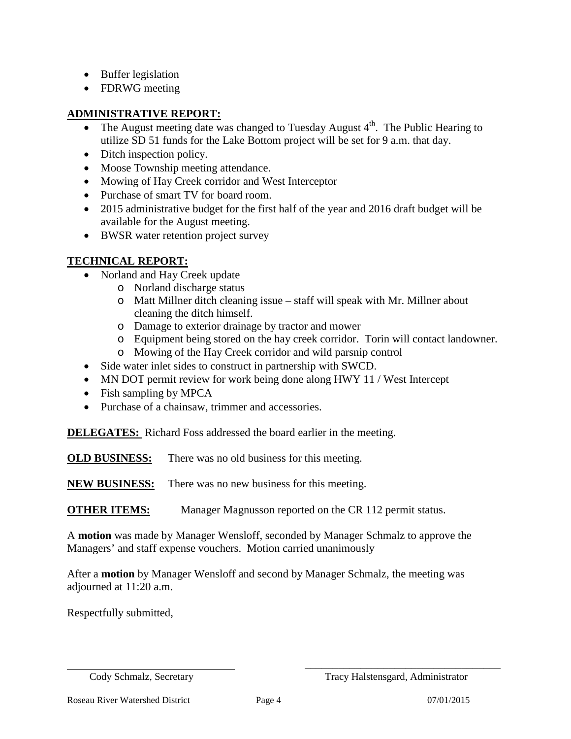- Buffer legislation
- FDRWG meeting

**ADMINISTRATIVE REPORT:**

- The August meeting date was changed to Tuesday August 4th. The Public Hearing to utilize SD 51 funds for the Lake Bottom project will be set for 9 a.m. that day.
- Ditch inspection policy.
- Moose Township meeting attendance.
- Mowing of Hay Creek corridor and West Interceptor
- Purchase of smart TV for board room.
- 2015 administrative budget for the first half of the year and 2016 draft budget will be available for the August meeting.
- BWSR water retention project survey

**TECHNICAL REPORT:**

- Norland and Hay Creek update
  - Norland discharge status
  - Matt Millner ditch cleaning issue – staff will speak with Mr. Millner about cleaning the ditch himself.
  - Damage to exterior drainage by tractor and mower
  - Equipment being stored on the hay creek corridor. Torin will contact landowner.
  - Mowing of the Hay Creek corridor and wild parsnip control
- Side water inlet sides to construct in partnership with SWCD.
- MN DOT permit review for work being done along HWY 11 / West Intercept
- Fish sampling by MPCA
- Purchase of a chainsaw, trimmer and accessories.

**DELEGATES:** Richard Foss addressed the board earlier in the meeting.

**OLD BUSINESS:** There was no old business for this meeting.

**NEW BUSINESS:** There was no new business for this meeting.

**OTHER ITEMS:** Manager Magnusson reported on the CR 112 permit status.

A **motion** was made by Manager Wensloff, seconded by Manager Schmalz to approve the Managers' and staff expense vouchers. Motion carried unanimously

After a **motion** by Manager Wensloff and second by Manager Schmalz, the meeting was adjourned at 11:20 a.m.

Respectfully submitted,

Cody Schmalz, Secretary

Tracy Halstensgard, Administrator